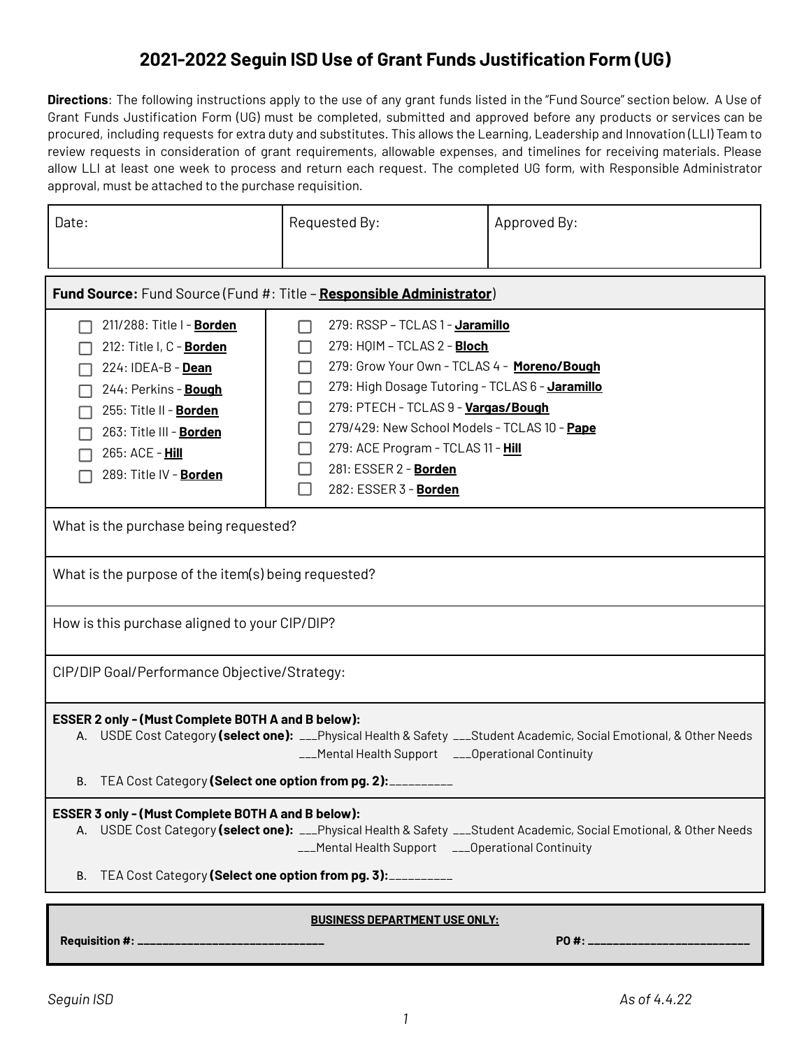# 2021-2022 Seguin ISD Use of Grant Funds Justification Form (UG)

**Directions**: The following instructions apply to the use of any grant funds listed in the "Fund Source" section below. A Use of Grant Funds Justification Form (UG) must be completed, submitted and approved before any products or services can be procured, including requests for extra duty and substitutes. This allows the Learning, Leadership and Innovation (LLI) Team to review requests in consideration of grant requirements, allowable expenses, and timelines for receiving materials. Please allow LLI at least one week to process and return each request. The completed UG form, with Responsible Administrator approval, must be attached to the purchase requisition.

| Date: | Requested By: | Approved By: |
|---|---|---|
| | | |

**Fund Source:** Fund Source (Fund #: Title – **Responsible Administrator**)

| | |
|---|---|
| ☐ 211/288: Title I - **Borden** | ☐ 279: RSSP – TCLAS 1 - **Jaramillo** |
| ☐ 212: Title I, C - **Borden** | ☐ 279: HQIM – TCLAS 2 - **Bloch** |
| ☐ 224: IDEA-B - **Dean** | ☐ 279: Grow Your Own - TCLAS 4 - **Moreno/Bough** |
| ☐ 244: Perkins - **Bough** | ☐ 279: High Dosage Tutoring - TCLAS 6 - **Jaramillo** |
| ☐ 255: Title II - **Borden** | ☐ 279: PTECH - TCLAS 9 - **Vargas/Bough** |
| ☐ 263: Title III - **Borden** | ☐ 279/429: New School Models - TCLAS 10 - **Pape** |
| ☐ 265: ACE - **Hill** | ☐ 279: ACE Program - TCLAS 11 - **Hill** |
| ☐ 289: Title IV - **Borden** | ☐ 281: ESSER 2 - **Borden** |
| | ☐ 282: ESSER 3 - **Borden** |

What is the purchase being requested?

What is the purpose of the item(s) being requested?

How is this purchase aligned to your CIP/DIP?

CIP/DIP Goal/Performance Objective/Strategy:

**ESSER 2 only - (Must Complete BOTH A and B below):**

A. USDE Cost Category **(select one):** ___Physical Health & Safety ___Student Academic, Social Emotional, & Other Needs ___Mental Health Support ___Operational Continuity

B. TEA Cost Category **(Select one option from pg. 2):**__________

**ESSER 3 only - (Must Complete BOTH A and B below):**

A. USDE Cost Category **(select one):** ___Physical Health & Safety ___Student Academic, Social Emotional, & Other Needs ___Mental Health Support ___Operational Continuity

B. TEA Cost Category **(Select one option from pg. 3):**__________

**BUSINESS DEPARTMENT USE ONLY:**

**Requisition #: ________________________________** **PO #: ____________________________**

*Seguin ISD* *As of 4.4.22*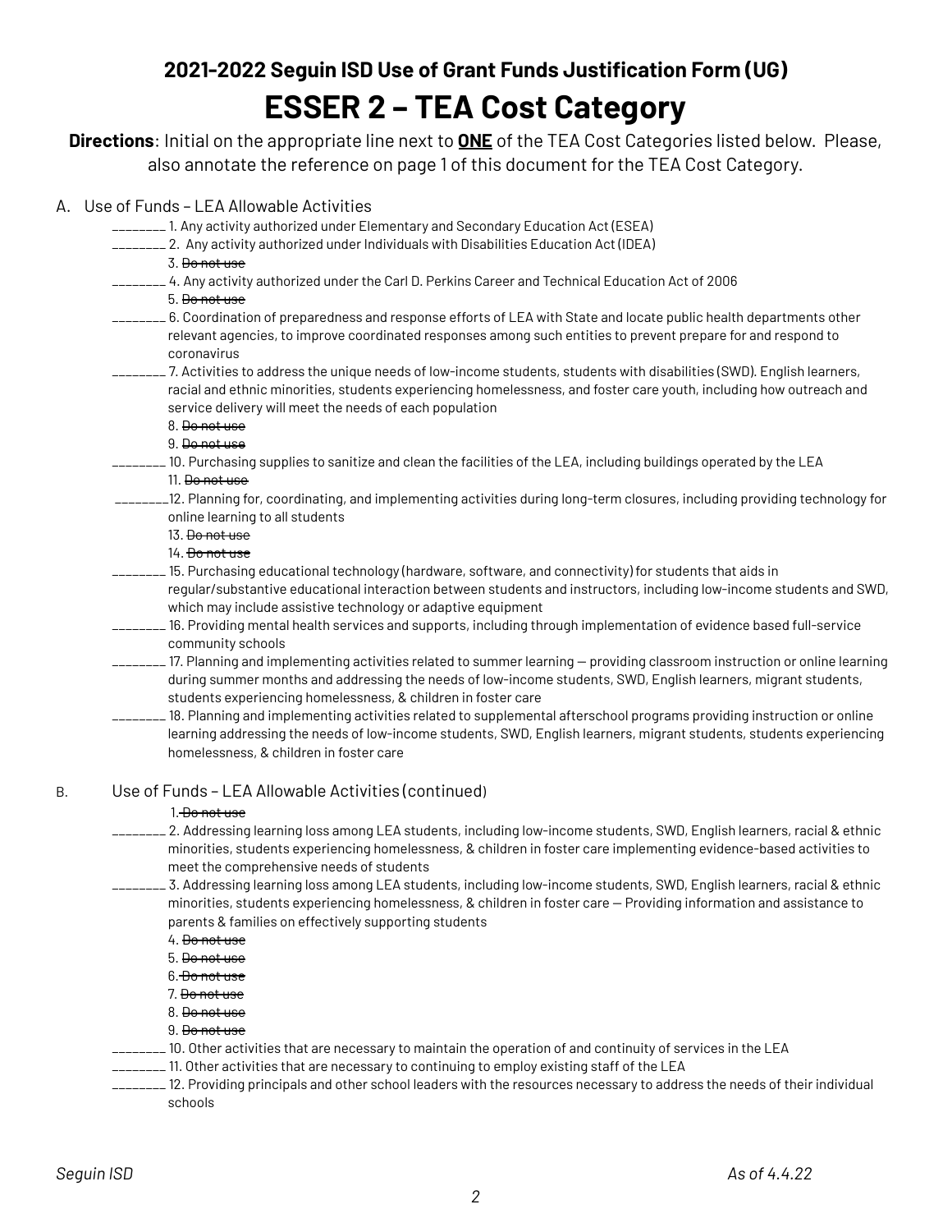## 2021-2022 Seguin ISD Use of Grant Funds Justification Form (UG)

# ESSER 2 – TEA Cost Category

**Directions**: Initial on the appropriate line next to **ONE** of the TEA Cost Categories listed below. Please, also annotate the reference on page 1 of this document for the TEA Cost Category.

A. Use of Funds – LEA Allowable Activities

________ 1. Any activity authorized under Elementary and Secondary Education Act (ESEA)

________ 2. Any activity authorized under Individuals with Disabilities Education Act (IDEA)

3. ~~Do not use~~

________ 4. Any activity authorized under the Carl D. Perkins Career and Technical Education Act of 2006

5. ~~Do not use~~

________ 6. Coordination of preparedness and response efforts of LEA with State and locate public health departments other relevant agencies, to improve coordinated responses among such entities to prevent prepare for and respond to coronavirus

________ 7. Activities to address the unique needs of low-income students, students with disabilities (SWD). English learners, racial and ethnic minorities, students experiencing homelessness, and foster care youth, including how outreach and service delivery will meet the needs of each population

8. ~~Do not use~~

9. ~~Do not use~~

________ 10. Purchasing supplies to sanitize and clean the facilities of the LEA, including buildings operated by the LEA

11. ~~Do not use~~

________12. Planning for, coordinating, and implementing activities during long-term closures, including providing technology for online learning to all students

13. ~~Do not use~~

14. ~~Do not use~~

________ 15. Purchasing educational technology (hardware, software, and connectivity) for students that aids in regular/substantive educational interaction between students and instructors, including low-income students and SWD, which may include assistive technology or adaptive equipment

________ 16. Providing mental health services and supports, including through implementation of evidence based full-service community schools

________ 17. Planning and implementing activities related to summer learning — providing classroom instruction or online learning during summer months and addressing the needs of low-income students, SWD, English learners, migrant students, students experiencing homelessness, & children in foster care

________ 18. Planning and implementing activities related to supplemental afterschool programs providing instruction or online learning addressing the needs of low-income students, SWD, English learners, migrant students, students experiencing homelessness, & children in foster care

B. Use of Funds – LEA Allowable Activities (continued)

1. ~~Do not use~~

________ 2. Addressing learning loss among LEA students, including low-income students, SWD, English learners, racial & ethnic minorities, students experiencing homelessness, & children in foster care implementing evidence-based activities to meet the comprehensive needs of students

________ 3. Addressing learning loss among LEA students, including low-income students, SWD, English learners, racial & ethnic minorities, students experiencing homelessness, & children in foster care — Providing information and assistance to parents & families on effectively supporting students

4. ~~Do not use~~

5. ~~Do not use~~

6. ~~Do not use~~

7. ~~Do not use~~

8. ~~Do not use~~

9. ~~Do not use~~

________ 10. Other activities that are necessary to maintain the operation of and continuity of services in the LEA

________ 11. Other activities that are necessary to continuing to employ existing staff of the LEA

________ 12. Providing principals and other school leaders with the resources necessary to address the needs of their individual schools

*Seguin ISD* *As of 4.4.22*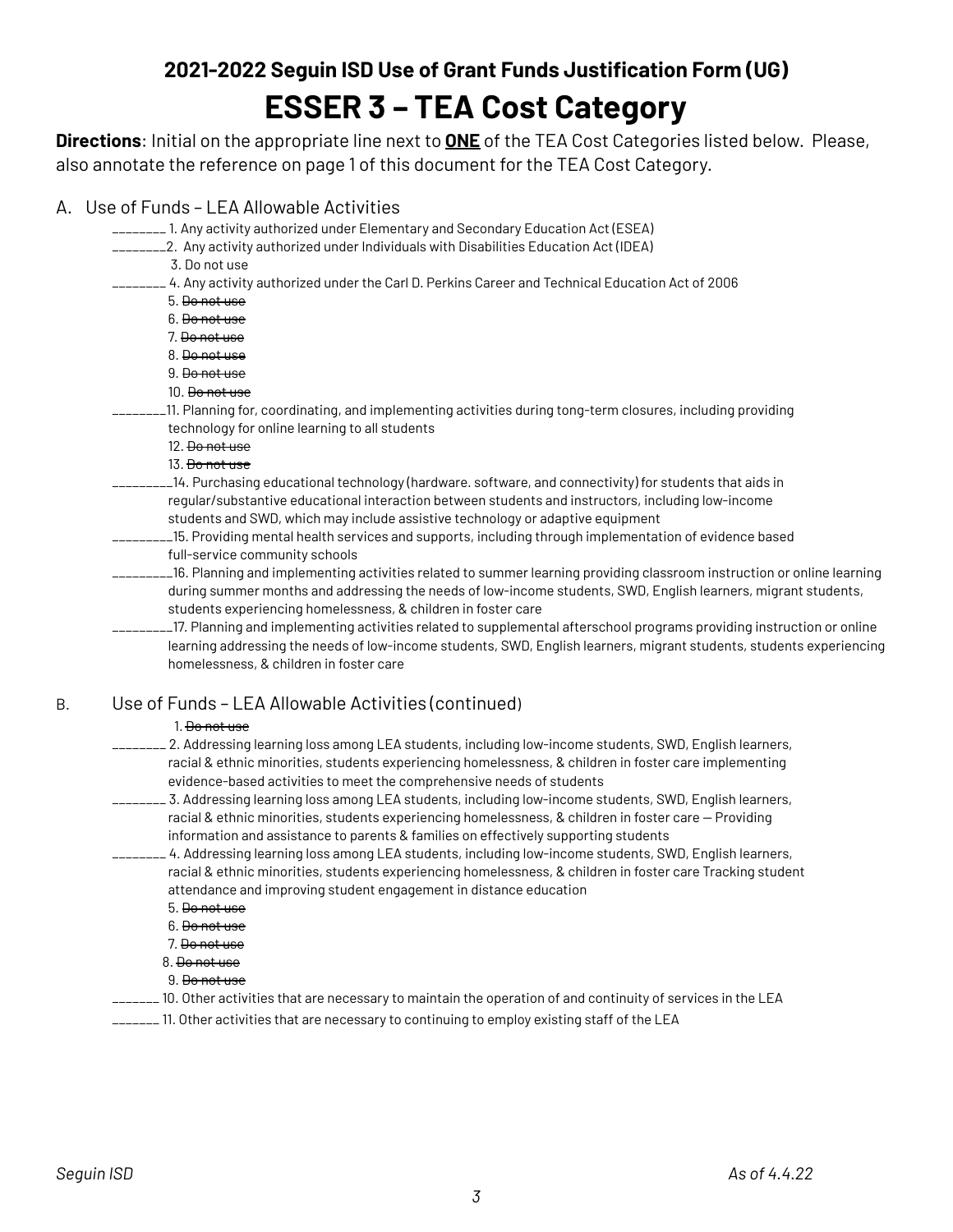## 2021-2022 Seguin ISD Use of Grant Funds Justification Form (UG)

# ESSER 3 – TEA Cost Category

**Directions**: Initial on the appropriate line next to **ONE** of the TEA Cost Categories listed below. Please, also annotate the reference on page 1 of this document for the TEA Cost Category.

A. Use of Funds – LEA Allowable Activities

________ 1. Any activity authorized under Elementary and Secondary Education Act (ESEA)

________2. Any activity authorized under Individuals with Disabilities Education Act (IDEA)

3. Do not use

________ 4. Any activity authorized under the Carl D. Perkins Career and Technical Education Act of 2006

5. ~~Do not use~~

6. ~~Do not use~~

7. ~~Do not use~~

8. ~~Do not use~~

9. ~~Do not use~~

10. ~~Do not use~~

________11. Planning for, coordinating, and implementing activities during tong-term closures, including providing technology for online learning to all students

12. ~~Do not use~~

13. ~~Do not use~~

_________14. Purchasing educational technology (hardware. software, and connectivity) for students that aids in regular/substantive educational interaction between students and instructors, including low-income students and SWD, which may include assistive technology or adaptive equipment

_________15. Providing mental health services and supports, including through implementation of evidence based full-service community schools

_________16. Planning and implementing activities related to summer learning providing classroom instruction or online learning during summer months and addressing the needs of low-income students, SWD, English learners, migrant students, students experiencing homelessness, & children in foster care

_________17. Planning and implementing activities related to supplemental afterschool programs providing instruction or online learning addressing the needs of low-income students, SWD, English learners, migrant students, students experiencing homelessness, & children in foster care

B. Use of Funds – LEA Allowable Activities (continued)

1. ~~Do not use~~

________ 2. Addressing learning loss among LEA students, including low-income students, SWD, English learners, racial & ethnic minorities, students experiencing homelessness, & children in foster care implementing evidence-based activities to meet the comprehensive needs of students

________ 3. Addressing learning loss among LEA students, including low-income students, SWD, English learners, racial & ethnic minorities, students experiencing homelessness, & children in foster care — Providing information and assistance to parents & families on effectively supporting students

________ 4. Addressing learning loss among LEA students, including low-income students, SWD, English learners, racial & ethnic minorities, students experiencing homelessness, & children in foster care Tracking student attendance and improving student engagement in distance education

5. ~~Do not use~~

6. ~~Do not use~~

7. ~~Do not use~~

8. ~~Do not use~~

9. ~~Do not use~~

_______ 10. Other activities that are necessary to maintain the operation of and continuity of services in the LEA

_______ 11. Other activities that are necessary to continuing to employ existing staff of the LEA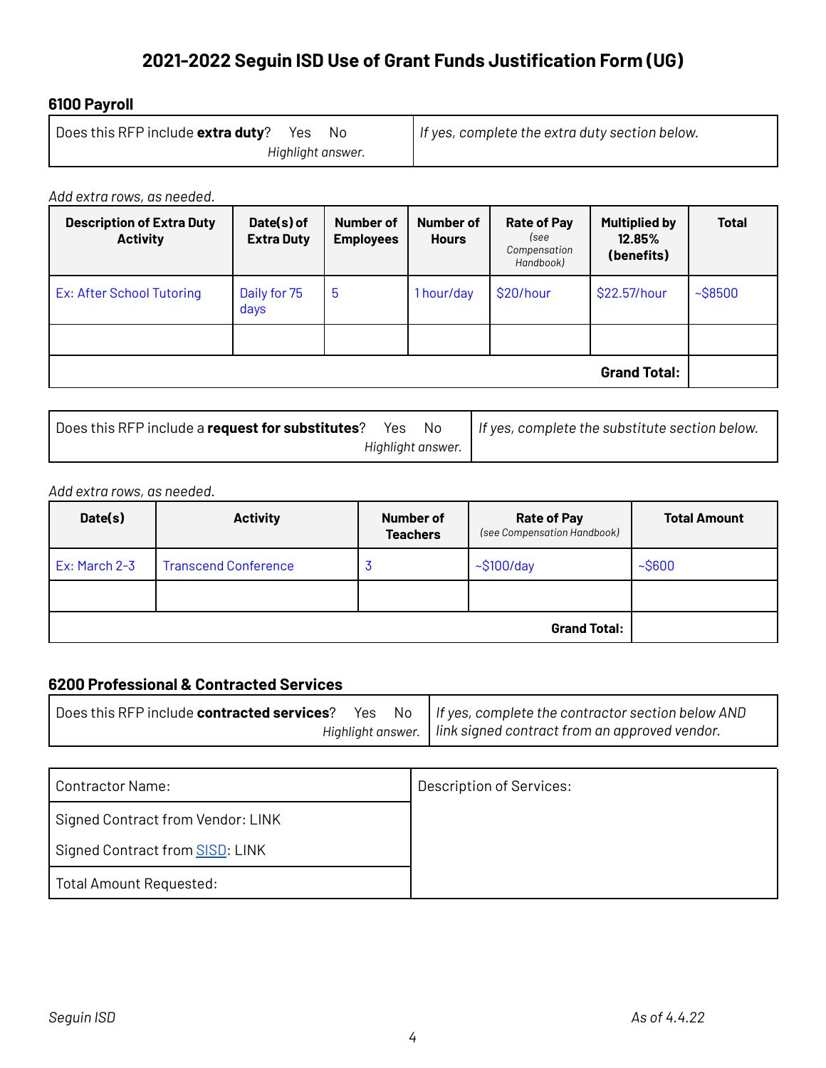# 2021-2022 Seguin ISD Use of Grant Funds Justification Form (UG)

## 6100 Payroll

| | |
|---|---|
| Does this RFP include **extra duty**? Yes No *Highlight answer.* | *If yes, complete the extra duty section below.* |

*Add extra rows, as needed.*

| Description of Extra Duty Activity | Date(s) of Extra Duty | Number of Employees | Number of Hours | Rate of Pay *(see Compensation Handbook)* | Multiplied by 12.85% (benefits) | Total |
|---|---|---|---|---|---|---|
| Ex: After School Tutoring | Daily for 75 days | 5 | 1 hour/day | $20/hour | $22.57/hour | ~$8500 |
| | | | | | | |
| | | | | | **Grand Total:** | |

| | |
|---|---|
| Does this RFP include a **request for substitutes**? Yes No *Highlight answer.* | *If yes, complete the substitute section below.* |

*Add extra rows, as needed.*

| Date(s) | Activity | Number of Teachers | Rate of Pay *(see Compensation Handbook)* | Total Amount |
|---|---|---|---|---|
| Ex: March 2-3 | Transcend Conference | 3 | ~$100/day | ~$600 |
| | | | | |
| | | | **Grand Total:** | |

## 6200 Professional & Contracted Services

| | |
|---|---|
| Does this RFP include **contracted services**? Yes No *Highlight answer.* | *If yes, complete the contractor section below AND link signed contract from an approved vendor.* |

| | |
|---|---|
| Contractor Name: | Description of Services: |
| Signed Contract from Vendor: LINK<br>Signed Contract from SISD: LINK | |
| Total Amount Requested: | |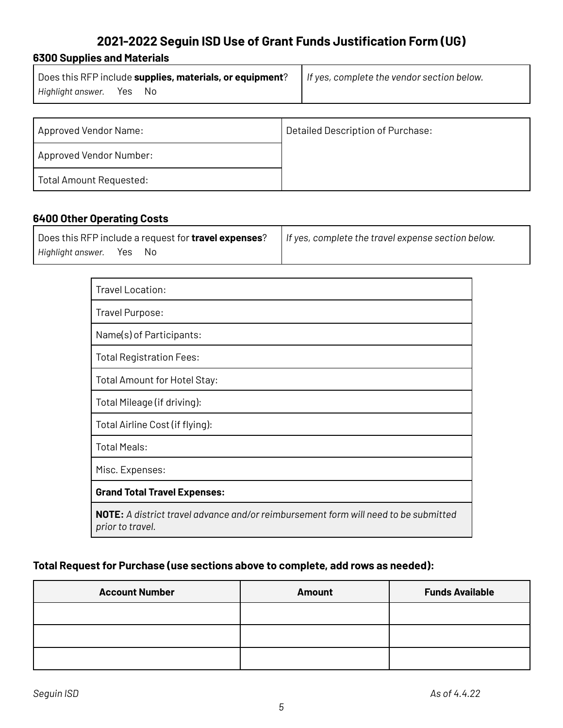# 2021-2022 Seguin ISD Use of Grant Funds Justification Form (UG)

## 6300 Supplies and Materials

| | |
|---|---|
| Does this RFP include **supplies, materials, or equipment**?<br>*Highlight answer.* Yes No | *If yes, complete the vendor section below.* |

| | |
|---|---|
| Approved Vendor Name: | Detailed Description of Purchase: |
| Approved Vendor Number: | |
| Total Amount Requested: | |

## 6400 Other Operating Costs

| | |
|---|---|
| Does this RFP include a request for **travel expenses**?<br>*Highlight answer.* Yes No | *If yes, complete the travel expense section below.* |

| |
|---|
| Travel Location: |
| Travel Purpose: |
| Name(s) of Participants: |
| Total Registration Fees: |
| Total Amount for Hotel Stay: |
| Total Mileage (if driving): |
| Total Airline Cost (if flying): |
| Total Meals: |
| Misc. Expenses: |
| **Grand Total Travel Expenses:** |
| **NOTE:** *A district travel advance and/or reimbursement form will need to be submitted prior to travel.* |

### Total Request for Purchase (use sections above to complete, add rows as needed):

| Account Number | Amount | Funds Available |
|---|---|---|
| | | |
| | | |
| | | |

*Seguin ISD* *As of 4.4.22*